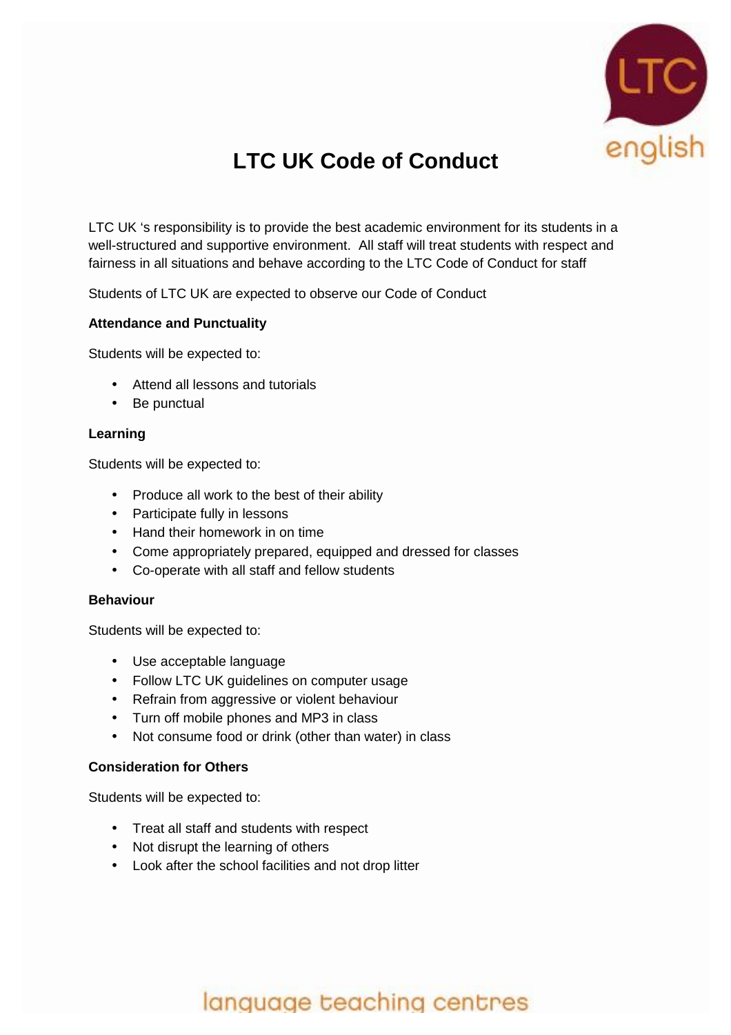# LTC UK Code of Conduct

LTC UK 's responsibility is to provide the best academic environment for its students in a well-structured and supportive environment. All staff will treat students with respect and fairness in all situations and behave according to the LTC Code of Conduct for staff

Students of LTC UK are expected to observe our Code of Conduct

**Attendance and Punctuality**

Students will be expected to:

- Attend all lessons and tutorials
- Be punctual

**Learning**

Students will be expected to:

- Produce all work to the best of their ability
- Participate fully in lessons
- Hand their homework in on time
- Come appropriately prepared, equipped and dressed for classes
- Co-operate with all staff and fellow students

**Behaviour**

Students will be expected to:

- Use acceptable language
- Follow LTC UK guidelines on computer usage
- Refrain from aggressive or violent behaviour
- Turn off mobile phones and MP3 in class
- Not consume food or drink (other than water) in class

**Consideration for Others**

Students will be expected to:

- Treat all staff and students with respect
- Not disrupt the learning of others
- Look after the school facilities and not drop litter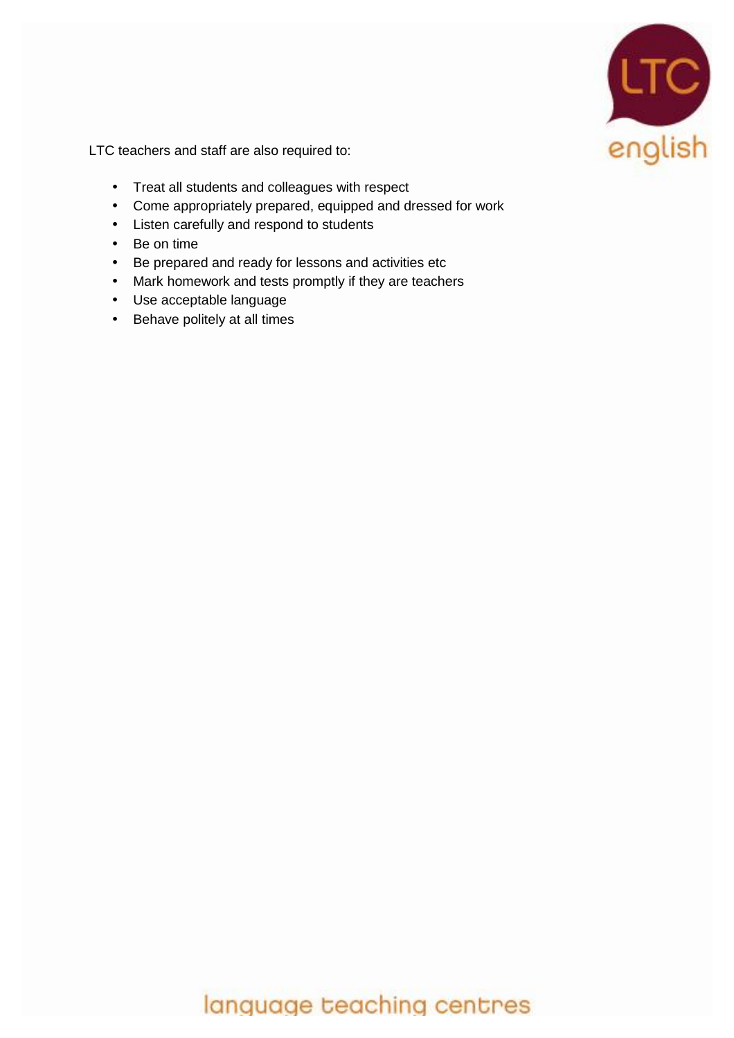LTC teachers and staff are also required to:

- Treat all students and colleagues with respect
- Come appropriately prepared, equipped and dressed for work
- Listen carefully and respond to students
- Be on time
- Be prepared and ready for lessons and activities etc
- Mark homework and tests promptly if they are teachers
- Use acceptable language
- Behave politely at all times